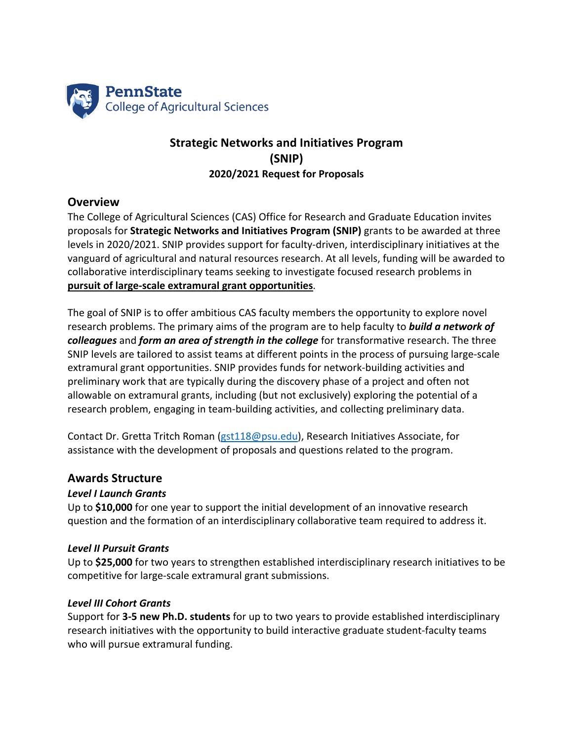PennState
College of Agricultural Sciences

# Strategic Networks and Initiatives Program (SNIP)

### 2020/2021 Request for Proposals

## Overview

The College of Agricultural Sciences (CAS) Office for Research and Graduate Education invites proposals for **Strategic Networks and Initiatives Program (SNIP)** grants to be awarded at three levels in 2020/2021. SNIP provides support for faculty-driven, interdisciplinary initiatives at the vanguard of agricultural and natural resources research. At all levels, funding will be awarded to collaborative interdisciplinary teams seeking to investigate focused research problems in **pursuit of large-scale extramural grant opportunities**.

The goal of SNIP is to offer ambitious CAS faculty members the opportunity to explore novel research problems. The primary aims of the program are to help faculty to ***build a network of colleagues*** and ***form an area of strength in the college*** for transformative research. The three SNIP levels are tailored to assist teams at different points in the process of pursuing large-scale extramural grant opportunities. SNIP provides funds for network-building activities and preliminary work that are typically during the discovery phase of a project and often not allowable on extramural grants, including (but not exclusively) exploring the potential of a research problem, engaging in team-building activities, and collecting preliminary data.

Contact Dr. Gretta Tritch Roman (gst118@psu.edu), Research Initiatives Associate, for assistance with the development of proposals and questions related to the program.

## Awards Structure

***Level I Launch Grants***

Up to **$10,000** for one year to support the initial development of an innovative research question and the formation of an interdisciplinary collaborative team required to address it.

***Level II Pursuit Grants***

Up to **$25,000** for two years to strengthen established interdisciplinary research initiatives to be competitive for large-scale extramural grant submissions.

***Level III Cohort Grants***

Support for **3-5 new Ph.D. students** for up to two years to provide established interdisciplinary research initiatives with the opportunity to build interactive graduate student-faculty teams who will pursue extramural funding.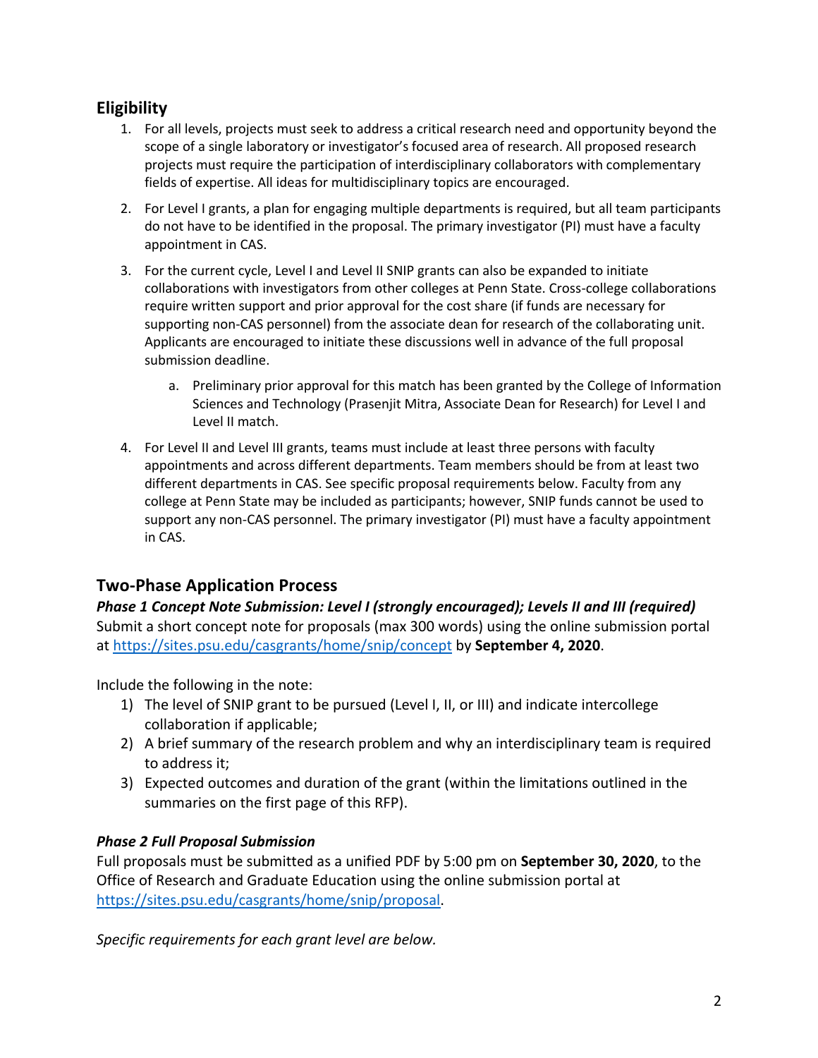## Eligibility

1. For all levels, projects must seek to address a critical research need and opportunity beyond the scope of a single laboratory or investigator's focused area of research. All proposed research projects must require the participation of interdisciplinary collaborators with complementary fields of expertise. All ideas for multidisciplinary topics are encouraged.

2. For Level I grants, a plan for engaging multiple departments is required, but all team participants do not have to be identified in the proposal. The primary investigator (PI) must have a faculty appointment in CAS.

3. For the current cycle, Level I and Level II SNIP grants can also be expanded to initiate collaborations with investigators from other colleges at Penn State. Cross-college collaborations require written support and prior approval for the cost share (if funds are necessary for supporting non-CAS personnel) from the associate dean for research of the collaborating unit. Applicants are encouraged to initiate these discussions well in advance of the full proposal submission deadline.

    a. Preliminary prior approval for this match has been granted by the College of Information Sciences and Technology (Prasenjit Mitra, Associate Dean for Research) for Level I and Level II match.

4. For Level II and Level III grants, teams must include at least three persons with faculty appointments and across different departments. Team members should be from at least two different departments in CAS. See specific proposal requirements below. Faculty from any college at Penn State may be included as participants; however, SNIP funds cannot be used to support any non-CAS personnel. The primary investigator (PI) must have a faculty appointment in CAS.

## Two-Phase Application Process

***Phase 1 Concept Note Submission: Level I (strongly encouraged); Levels II and III (required)***

Submit a short concept note for proposals (max 300 words) using the online submission portal at [https://sites.psu.edu/casgrants/home/snip/concept](https://sites.psu.edu/casgrants/home/snip/concept) by **September 4, 2020**.

Include the following in the note:

1) The level of SNIP grant to be pursued (Level I, II, or III) and indicate intercollege collaboration if applicable;
2) A brief summary of the research problem and why an interdisciplinary team is required to address it;
3) Expected outcomes and duration of the grant (within the limitations outlined in the summaries on the first page of this RFP).

***Phase 2 Full Proposal Submission***

Full proposals must be submitted as a unified PDF by 5:00 pm on **September 30, 2020**, to the Office of Research and Graduate Education using the online submission portal at [https://sites.psu.edu/casgrants/home/snip/proposal](https://sites.psu.edu/casgrants/home/snip/proposal).

*Specific requirements for each grant level are below.*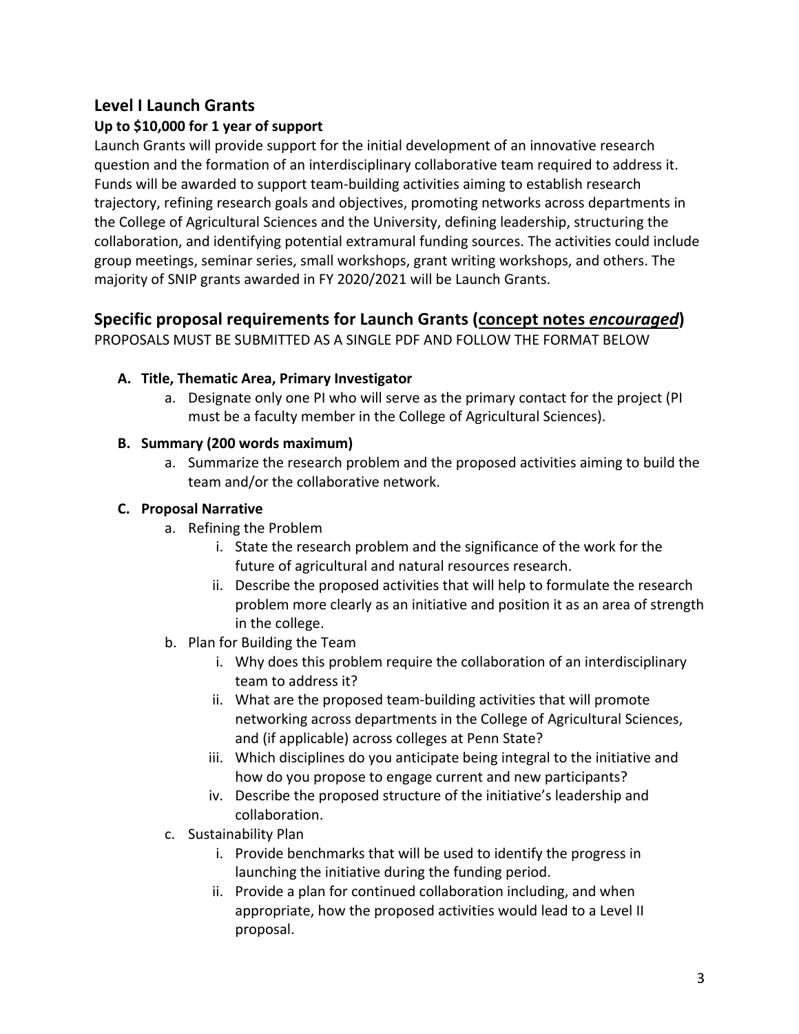## Level I Launch Grants

**Up to $10,000 for 1 year of support**

Launch Grants will provide support for the initial development of an innovative research question and the formation of an interdisciplinary collaborative team required to address it. Funds will be awarded to support team-building activities aiming to establish research trajectory, refining research goals and objectives, promoting networks across departments in the College of Agricultural Sciences and the University, defining leadership, structuring the collaboration, and identifying potential extramural funding sources. The activities could include group meetings, seminar series, small workshops, grant writing workshops, and others. The majority of SNIP grants awarded in FY 2020/2021 will be Launch Grants.

## Specific proposal requirements for Launch Grants (<u>concept notes ***encouraged***</u>)

PROPOSALS MUST BE SUBMITTED AS A SINGLE PDF AND FOLLOW THE FORMAT BELOW

**A. Title, Thematic Area, Primary Investigator**

a. Designate only one PI who will serve as the primary contact for the project (PI must be a faculty member in the College of Agricultural Sciences).

**B. Summary (200 words maximum)**

a. Summarize the research problem and the proposed activities aiming to build the team and/or the collaborative network.

**C. Proposal Narrative**

a. Refining the Problem
   - i. State the research problem and the significance of the work for the future of agricultural and natural resources research.
   - ii. Describe the proposed activities that will help to formulate the research problem more clearly as an initiative and position it as an area of strength in the college.

b. Plan for Building the Team
   - i. Why does this problem require the collaboration of an interdisciplinary team to address it?
   - ii. What are the proposed team-building activities that will promote networking across departments in the College of Agricultural Sciences, and (if applicable) across colleges at Penn State?
   - iii. Which disciplines do you anticipate being integral to the initiative and how do you propose to engage current and new participants?
   - iv. Describe the proposed structure of the initiative's leadership and collaboration.

c. Sustainability Plan
   - i. Provide benchmarks that will be used to identify the progress in launching the initiative during the funding period.
   - ii. Provide a plan for continued collaboration including, and when appropriate, how the proposed activities would lead to a Level II proposal.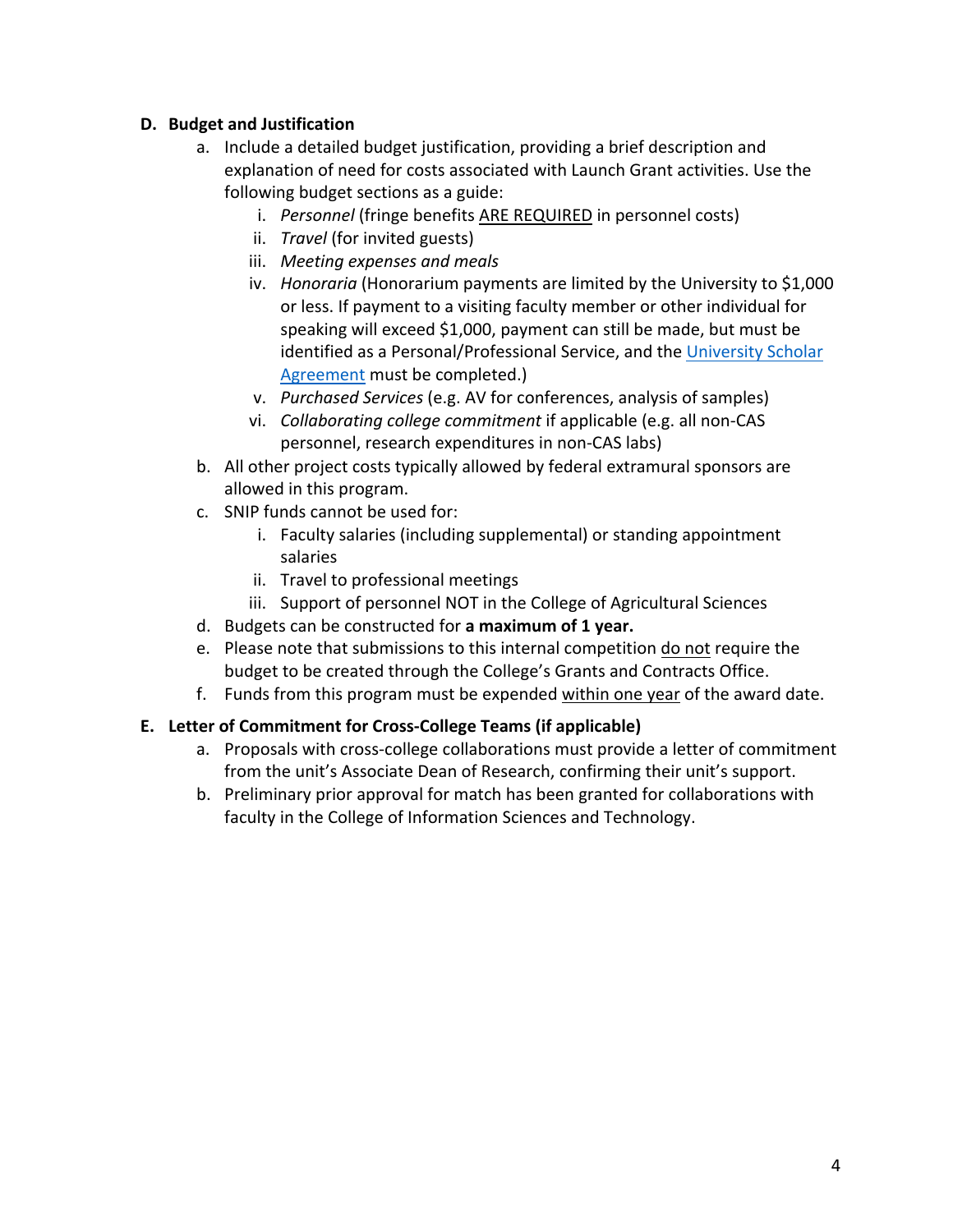**D. Budget and Justification**

a. Include a detailed budget justification, providing a brief description and explanation of need for costs associated with Launch Grant activities. Use the following budget sections as a guide:

   i. *Personnel* (fringe benefits ARE REQUIRED in personnel costs)
   ii. *Travel* (for invited guests)
   iii. *Meeting expenses and meals*
   iv. *Honoraria* (Honorarium payments are limited by the University to $1,000 or less. If payment to a visiting faculty member or other individual for speaking will exceed $1,000, payment can still be made, but must be identified as a Personal/Professional Service, and the [University Scholar Agreement]() must be completed.)
   v. *Purchased Services* (e.g. AV for conferences, analysis of samples)
   vi. *Collaborating college commitment* if applicable (e.g. all non-CAS personnel, research expenditures in non-CAS labs)

b. All other project costs typically allowed by federal extramural sponsors are allowed in this program.

c. SNIP funds cannot be used for:

   i. Faculty salaries (including supplemental) or standing appointment salaries
   ii. Travel to professional meetings
   iii. Support of personnel NOT in the College of Agricultural Sciences

d. Budgets can be constructed for **a maximum of 1 year.**

e. Please note that submissions to this internal competition do not require the budget to be created through the College's Grants and Contracts Office.

f. Funds from this program must be expended within one year of the award date.

**E. Letter of Commitment for Cross-College Teams (if applicable)**

a. Proposals with cross-college collaborations must provide a letter of commitment from the unit's Associate Dean of Research, confirming their unit's support.

b. Preliminary prior approval for match has been granted for collaborations with faculty in the College of Information Sciences and Technology.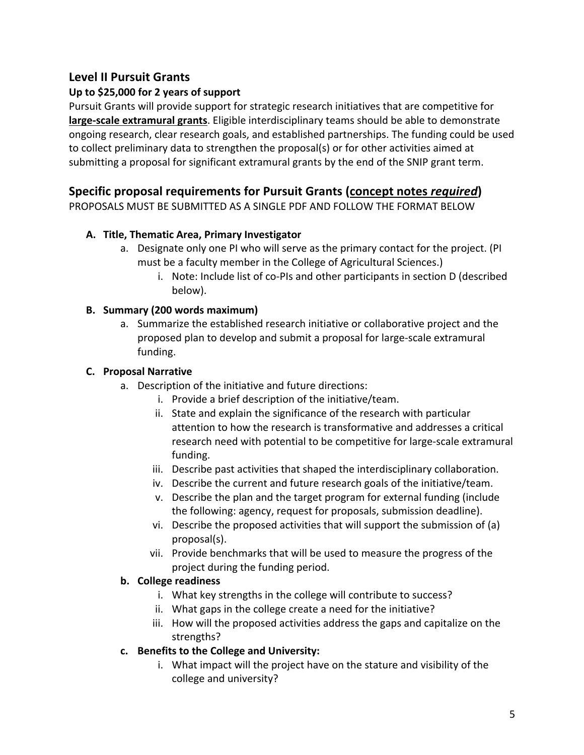## Level II Pursuit Grants

**Up to $25,000 for 2 years of support**

Pursuit Grants will provide support for strategic research initiatives that are competitive for **<u>large-scale extramural grants</u>**. Eligible interdisciplinary teams should be able to demonstrate ongoing research, clear research goals, and established partnerships. The funding could be used to collect preliminary data to strengthen the proposal(s) or for other activities aimed at submitting a proposal for significant extramural grants by the end of the SNIP grant term.

## Specific proposal requirements for Pursuit Grants (<u>concept notes *required*</u>)

PROPOSALS MUST BE SUBMITTED AS A SINGLE PDF AND FOLLOW THE FORMAT BELOW

**A. Title, Thematic Area, Primary Investigator**

   a. Designate only one PI who will serve as the primary contact for the project. (PI must be a faculty member in the College of Agricultural Sciences.)

      i. Note: Include list of co-PIs and other participants in section D (described below).

**B. Summary (200 words maximum)**

   a. Summarize the established research initiative or collaborative project and the proposed plan to develop and submit a proposal for large-scale extramural funding.

**C. Proposal Narrative**

   a. Description of the initiative and future directions:

      i. Provide a brief description of the initiative/team.

      ii. State and explain the significance of the research with particular attention to how the research is transformative and addresses a critical research need with potential to be competitive for large-scale extramural funding.

      iii. Describe past activities that shaped the interdisciplinary collaboration.

      iv. Describe the current and future research goals of the initiative/team.

      v. Describe the plan and the target program for external funding (include the following: agency, request for proposals, submission deadline).

      vi. Describe the proposed activities that will support the submission of (a) proposal(s).

      vii. Provide benchmarks that will be used to measure the progress of the project during the funding period.

   **b. College readiness**

      i. What key strengths in the college will contribute to success?

      ii. What gaps in the college create a need for the initiative?

      iii. How will the proposed activities address the gaps and capitalize on the strengths?

   **c. Benefits to the College and University:**

      i. What impact will the project have on the stature and visibility of the college and university?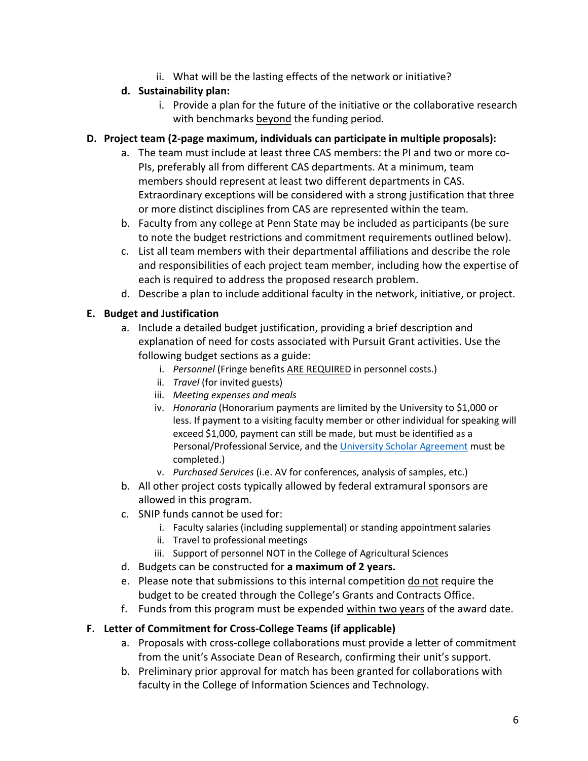ii. What will be the lasting effects of the network or initiative?

**d. Sustainability plan:**

i. Provide a plan for the future of the initiative or the collaborative research with benchmarks <u>beyond</u> the funding period.

**D. Project team (2-page maximum, individuals can participate in multiple proposals):**

a. The team must include at least three CAS members: the PI and two or more co-PIs, preferably all from different CAS departments. At a minimum, team members should represent at least two different departments in CAS. Extraordinary exceptions will be considered with a strong justification that three or more distinct disciplines from CAS are represented within the team.

b. Faculty from any college at Penn State may be included as participants (be sure to note the budget restrictions and commitment requirements outlined below).

c. List all team members with their departmental affiliations and describe the role and responsibilities of each project team member, including how the expertise of each is required to address the proposed research problem.

d. Describe a plan to include additional faculty in the network, initiative, or project.

**E. Budget and Justification**

a. Include a detailed budget justification, providing a brief description and explanation of need for costs associated with Pursuit Grant activities. Use the following budget sections as a guide:

   i. *Personnel* (Fringe benefits <u>ARE REQUIRED</u> in personnel costs.)

   ii. *Travel* (for invited guests)

   iii. *Meeting expenses and meals*

   iv. *Honoraria* (Honorarium payments are limited by the University to $1,000 or less. If payment to a visiting faculty member or other individual for speaking will exceed $1,000, payment can still be made, but must be identified as a Personal/Professional Service, and the University Scholar Agreement must be completed.)

   v. *Purchased Services* (i.e. AV for conferences, analysis of samples, etc.)

b. All other project costs typically allowed by federal extramural sponsors are allowed in this program.

c. SNIP funds cannot be used for:

   i. Faculty salaries (including supplemental) or standing appointment salaries

   ii. Travel to professional meetings

   iii. Support of personnel NOT in the College of Agricultural Sciences

d. Budgets can be constructed for **a maximum of 2 years.**

e. Please note that submissions to this internal competition <u>do not</u> require the budget to be created through the College's Grants and Contracts Office.

f. Funds from this program must be expended <u>within two years</u> of the award date.

**F. Letter of Commitment for Cross-College Teams (if applicable)**

a. Proposals with cross-college collaborations must provide a letter of commitment from the unit's Associate Dean of Research, confirming their unit's support.

b. Preliminary prior approval for match has been granted for collaborations with faculty in the College of Information Sciences and Technology.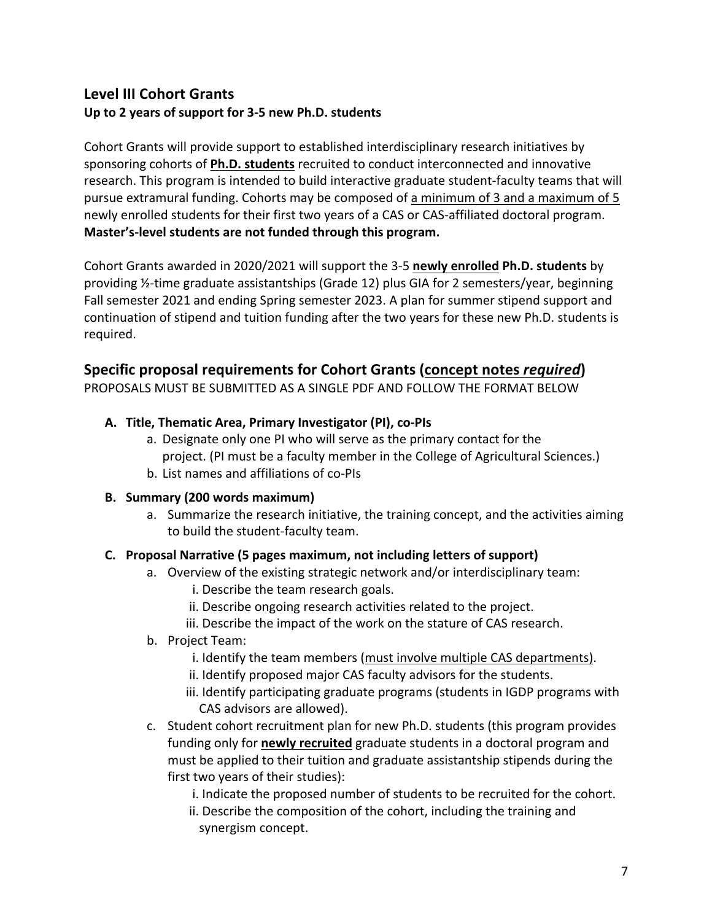## Level III Cohort Grants

**Up to 2 years of support for 3-5 new Ph.D. students**

Cohort Grants will provide support to established interdisciplinary research initiatives by sponsoring cohorts of **Ph.D. students** recruited to conduct interconnected and innovative research. This program is intended to build interactive graduate student-faculty teams that will pursue extramural funding. Cohorts may be composed of a minimum of 3 and a maximum of 5 newly enrolled students for their first two years of a CAS or CAS-affiliated doctoral program. **Master's-level students are not funded through this program.**

Cohort Grants awarded in 2020/2021 will support the 3-5 **newly enrolled** **Ph.D. students** by providing ½-time graduate assistantships (Grade 12) plus GIA for 2 semesters/year, beginning Fall semester 2021 and ending Spring semester 2023. A plan for summer stipend support and continuation of stipend and tuition funding after the two years for these new Ph.D. students is required.

## Specific proposal requirements for Cohort Grants (concept notes *required*)

PROPOSALS MUST BE SUBMITTED AS A SINGLE PDF AND FOLLOW THE FORMAT BELOW

**A. Title, Thematic Area, Primary Investigator (PI), co-PIs**

a. Designate only one PI who will serve as the primary contact for the project. (PI must be a faculty member in the College of Agricultural Sciences.)

b. List names and affiliations of co-PIs

**B. Summary (200 words maximum)**

a. Summarize the research initiative, the training concept, and the activities aiming to build the student-faculty team.

**C. Proposal Narrative (5 pages maximum, not including letters of support)**

a. Overview of the existing strategic network and/or interdisciplinary team:

- i. Describe the team research goals.
- ii. Describe ongoing research activities related to the project.
- iii. Describe the impact of the work on the stature of CAS research.

b. Project Team:

- i. Identify the team members (must involve multiple CAS departments).
- ii. Identify proposed major CAS faculty advisors for the students.
- iii. Identify participating graduate programs (students in IGDP programs with CAS advisors are allowed).

c. Student cohort recruitment plan for new Ph.D. students (this program provides funding only for **newly recruited** graduate students in a doctoral program and must be applied to their tuition and graduate assistantship stipends during the first two years of their studies):

- i. Indicate the proposed number of students to be recruited for the cohort.
- ii. Describe the composition of the cohort, including the training and synergism concept.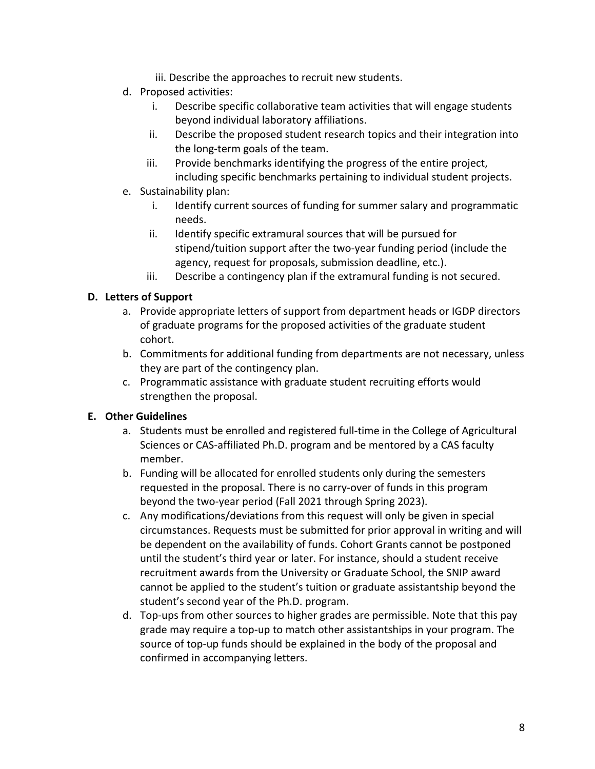iii. Describe the approaches to recruit new students.

d. Proposed activities:
    i. Describe specific collaborative team activities that will engage students beyond individual laboratory affiliations.
    ii. Describe the proposed student research topics and their integration into the long-term goals of the team.
    iii. Provide benchmarks identifying the progress of the entire project, including specific benchmarks pertaining to individual student projects.

e. Sustainability plan:
    i. Identify current sources of funding for summer salary and programmatic needs.
    ii. Identify specific extramural sources that will be pursued for stipend/tuition support after the two-year funding period (include the agency, request for proposals, submission deadline, etc.).
    iii. Describe a contingency plan if the extramural funding is not secured.

**D. Letters of Support**

a. Provide appropriate letters of support from department heads or IGDP directors of graduate programs for the proposed activities of the graduate student cohort.

b. Commitments for additional funding from departments are not necessary, unless they are part of the contingency plan.

c. Programmatic assistance with graduate student recruiting efforts would strengthen the proposal.

**E. Other Guidelines**

a. Students must be enrolled and registered full-time in the College of Agricultural Sciences or CAS-affiliated Ph.D. program and be mentored by a CAS faculty member.

b. Funding will be allocated for enrolled students only during the semesters requested in the proposal. There is no carry-over of funds in this program beyond the two-year period (Fall 2021 through Spring 2023).

c. Any modifications/deviations from this request will only be given in special circumstances. Requests must be submitted for prior approval in writing and will be dependent on the availability of funds. Cohort Grants cannot be postponed until the student's third year or later. For instance, should a student receive recruitment awards from the University or Graduate School, the SNIP award cannot be applied to the student's tuition or graduate assistantship beyond the student's second year of the Ph.D. program.

d. Top-ups from other sources to higher grades are permissible. Note that this pay grade may require a top-up to match other assistantships in your program. The source of top-up funds should be explained in the body of the proposal and confirmed in accompanying letters.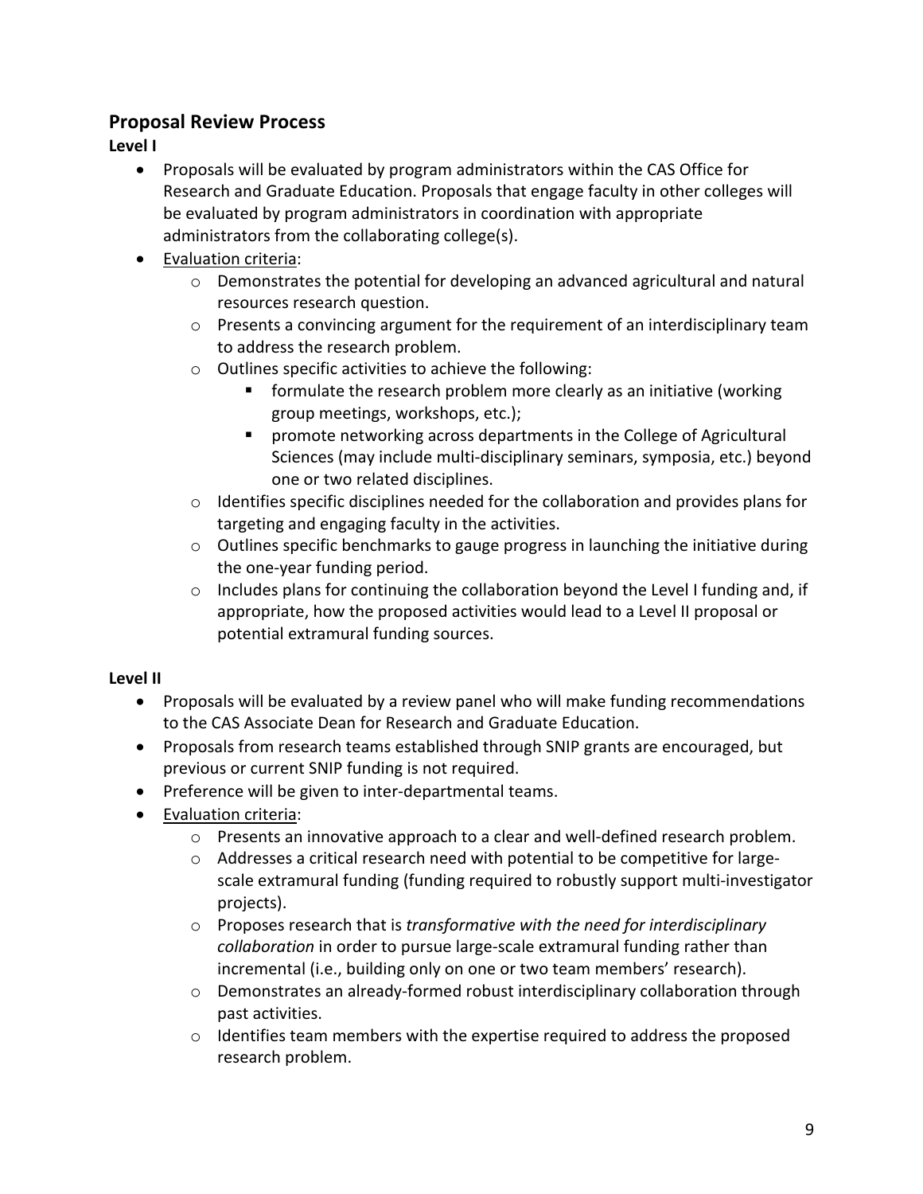## Proposal Review Process

**Level I**

- Proposals will be evaluated by program administrators within the CAS Office for Research and Graduate Education. Proposals that engage faculty in other colleges will be evaluated by program administrators in coordination with appropriate administrators from the collaborating college(s).
- Evaluation criteria:
    - Demonstrates the potential for developing an advanced agricultural and natural resources research question.
    - Presents a convincing argument for the requirement of an interdisciplinary team to address the research problem.
    - Outlines specific activities to achieve the following:
        - formulate the research problem more clearly as an initiative (working group meetings, workshops, etc.);
        - promote networking across departments in the College of Agricultural Sciences (may include multi-disciplinary seminars, symposia, etc.) beyond one or two related disciplines.
    - Identifies specific disciplines needed for the collaboration and provides plans for targeting and engaging faculty in the activities.
    - Outlines specific benchmarks to gauge progress in launching the initiative during the one-year funding period.
    - Includes plans for continuing the collaboration beyond the Level I funding and, if appropriate, how the proposed activities would lead to a Level II proposal or potential extramural funding sources.

**Level II**

- Proposals will be evaluated by a review panel who will make funding recommendations to the CAS Associate Dean for Research and Graduate Education.
- Proposals from research teams established through SNIP grants are encouraged, but previous or current SNIP funding is not required.
- Preference will be given to inter-departmental teams.
- Evaluation criteria:
    - Presents an innovative approach to a clear and well-defined research problem.
    - Addresses a critical research need with potential to be competitive for large-scale extramural funding (funding required to robustly support multi-investigator projects).
    - Proposes research that is *transformative with the need for interdisciplinary collaboration* in order to pursue large-scale extramural funding rather than incremental (i.e., building only on one or two team members' research).
    - Demonstrates an already-formed robust interdisciplinary collaboration through past activities.
    - Identifies team members with the expertise required to address the proposed research problem.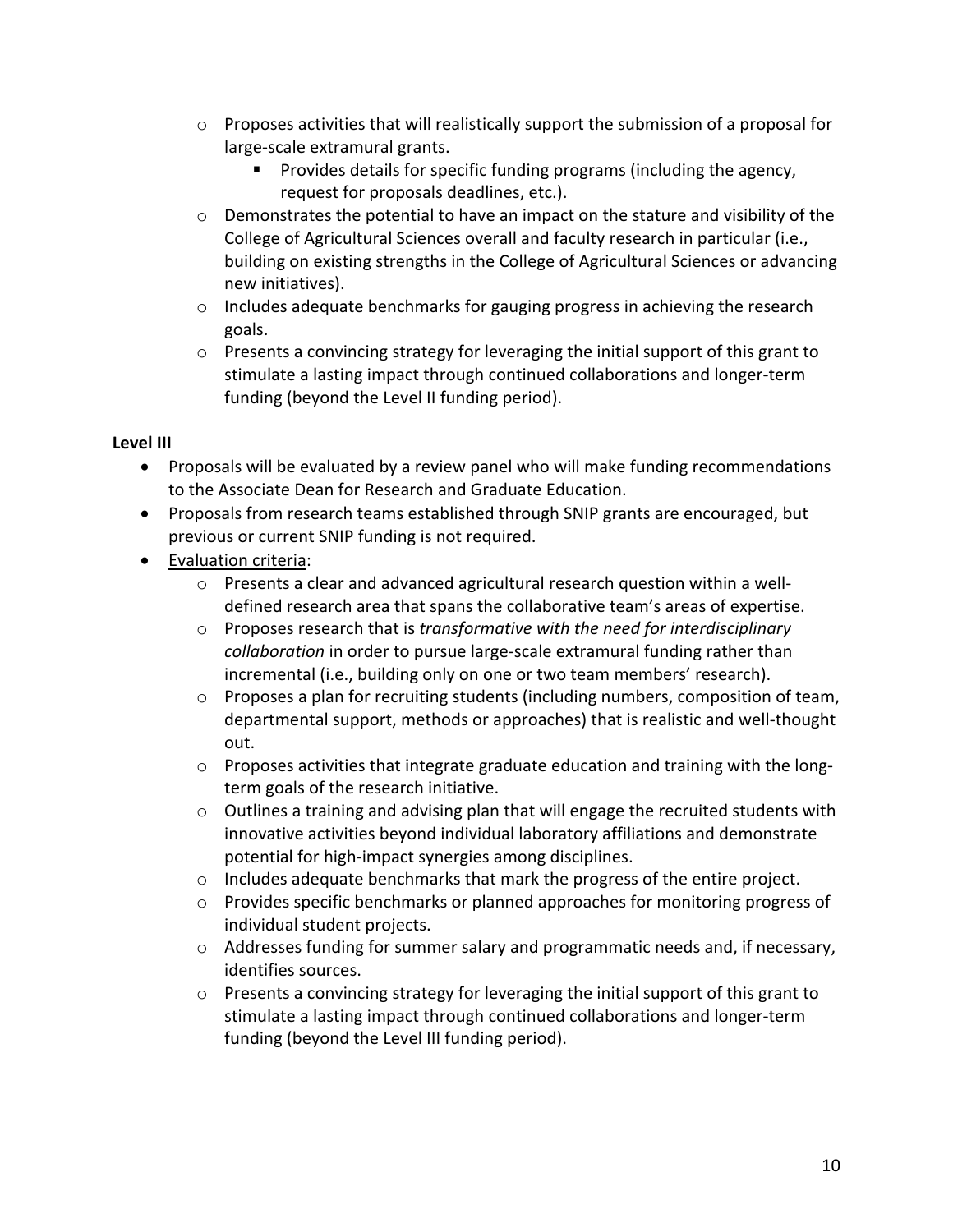- Proposes activities that will realistically support the submission of a proposal for large-scale extramural grants.
  - Provides details for specific funding programs (including the agency, request for proposals deadlines, etc.).
- Demonstrates the potential to have an impact on the stature and visibility of the College of Agricultural Sciences overall and faculty research in particular (i.e., building on existing strengths in the College of Agricultural Sciences or advancing new initiatives).
- Includes adequate benchmarks for gauging progress in achieving the research goals.
- Presents a convincing strategy for leveraging the initial support of this grant to stimulate a lasting impact through continued collaborations and longer-term funding (beyond the Level II funding period).

**Level III**

- Proposals will be evaluated by a review panel who will make funding recommendations to the Associate Dean for Research and Graduate Education.
- Proposals from research teams established through SNIP grants are encouraged, but previous or current SNIP funding is not required.
- Evaluation criteria:
  - Presents a clear and advanced agricultural research question within a well-defined research area that spans the collaborative team's areas of expertise.
  - Proposes research that is *transformative with the need for interdisciplinary collaboration* in order to pursue large-scale extramural funding rather than incremental (i.e., building only on one or two team members' research).
  - Proposes a plan for recruiting students (including numbers, composition of team, departmental support, methods or approaches) that is realistic and well-thought out.
  - Proposes activities that integrate graduate education and training with the long-term goals of the research initiative.
  - Outlines a training and advising plan that will engage the recruited students with innovative activities beyond individual laboratory affiliations and demonstrate potential for high-impact synergies among disciplines.
  - Includes adequate benchmarks that mark the progress of the entire project.
  - Provides specific benchmarks or planned approaches for monitoring progress of individual student projects.
  - Addresses funding for summer salary and programmatic needs and, if necessary, identifies sources.
  - Presents a convincing strategy for leveraging the initial support of this grant to stimulate a lasting impact through continued collaborations and longer-term funding (beyond the Level III funding period).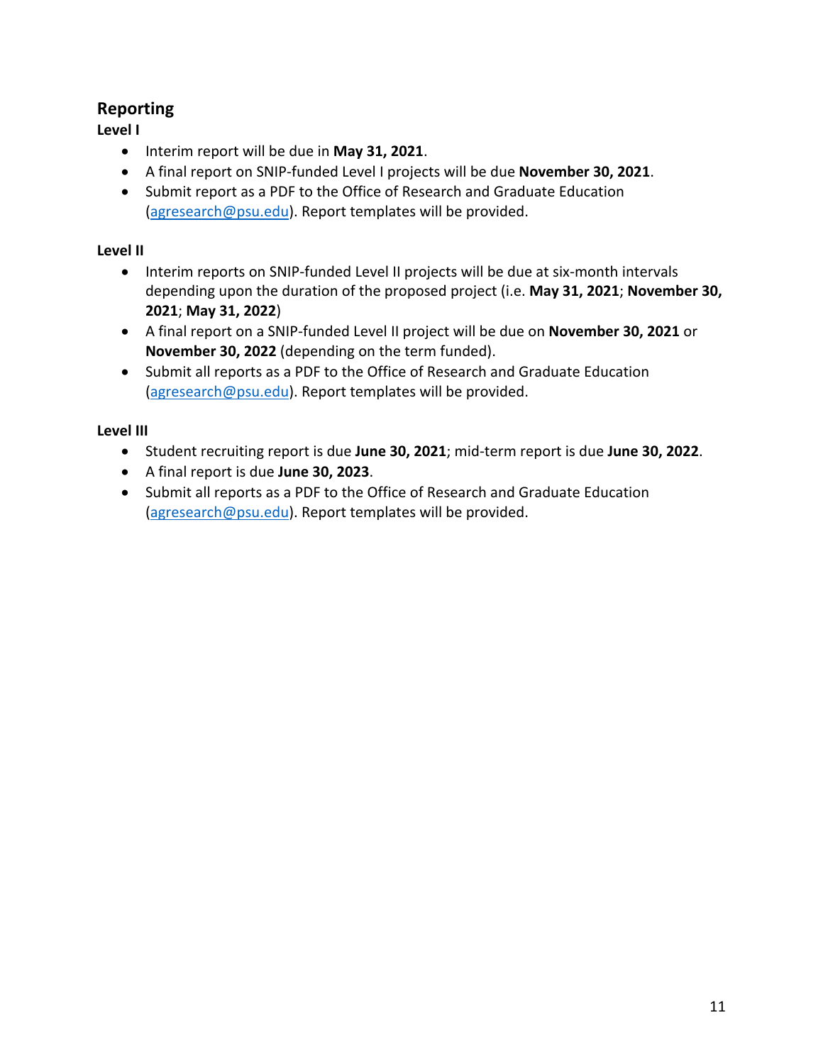## Reporting

### Level I

- Interim report will be due in **May 31, 2021**.
- A final report on SNIP-funded Level I projects will be due **November 30, 2021**.
- Submit report as a PDF to the Office of Research and Graduate Education (agresearch@psu.edu). Report templates will be provided.

### Level II

- Interim reports on SNIP-funded Level II projects will be due at six-month intervals depending upon the duration of the proposed project (i.e. **May 31, 2021**; **November 30, 2021**; **May 31, 2022**)
- A final report on a SNIP-funded Level II project will be due on **November 30, 2021** or **November 30, 2022** (depending on the term funded).
- Submit all reports as a PDF to the Office of Research and Graduate Education (agresearch@psu.edu). Report templates will be provided.

### Level III

- Student recruiting report is due **June 30, 2021**; mid-term report is due **June 30, 2022**.
- A final report is due **June 30, 2023**.
- Submit all reports as a PDF to the Office of Research and Graduate Education (agresearch@psu.edu). Report templates will be provided.